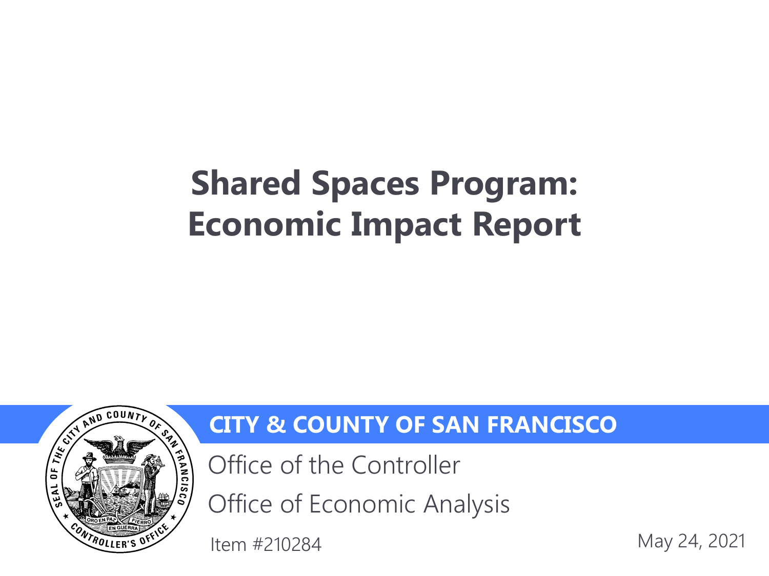# Shared Spaces Program: Economic Impact Report

**CITY & COUNTY OF SAN FRANCISCO**

Office of the Controller

Office of Economic Analysis

Item #210284

May 24, 2021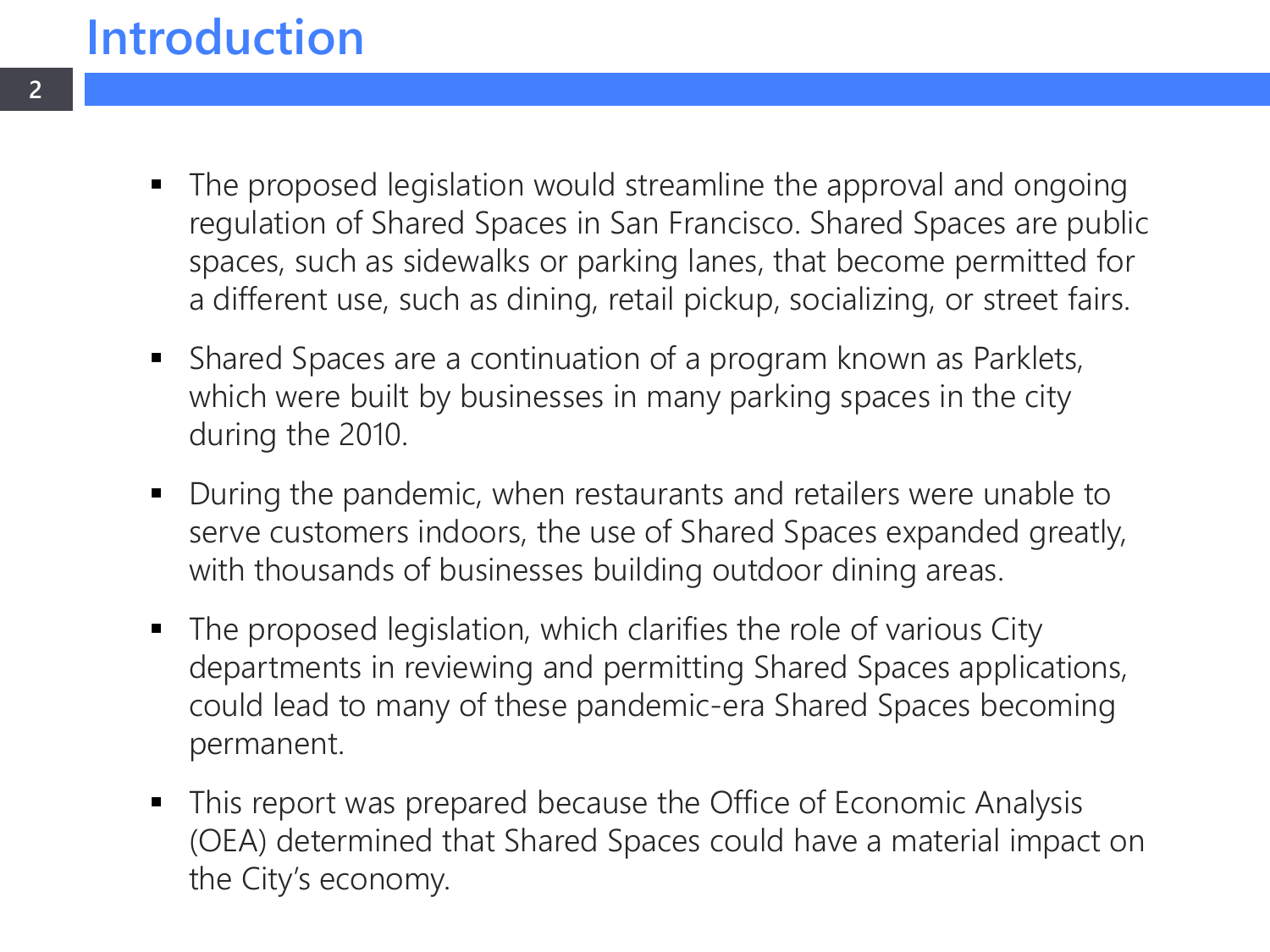# Introduction

- The proposed legislation would streamline the approval and ongoing regulation of Shared Spaces in San Francisco. Shared Spaces are public spaces, such as sidewalks or parking lanes, that become permitted for a different use, such as dining, retail pickup, socializing, or street fairs.
- Shared Spaces are a continuation of a program known as Parklets, which were built by businesses in many parking spaces in the city during the 2010.
- During the pandemic, when restaurants and retailers were unable to serve customers indoors, the use of Shared Spaces expanded greatly, with thousands of businesses building outdoor dining areas.
- The proposed legislation, which clarifies the role of various City departments in reviewing and permitting Shared Spaces applications, could lead to many of these pandemic-era Shared Spaces becoming permanent.
- This report was prepared because the Office of Economic Analysis (OEA) determined that Shared Spaces could have a material impact on the City's economy.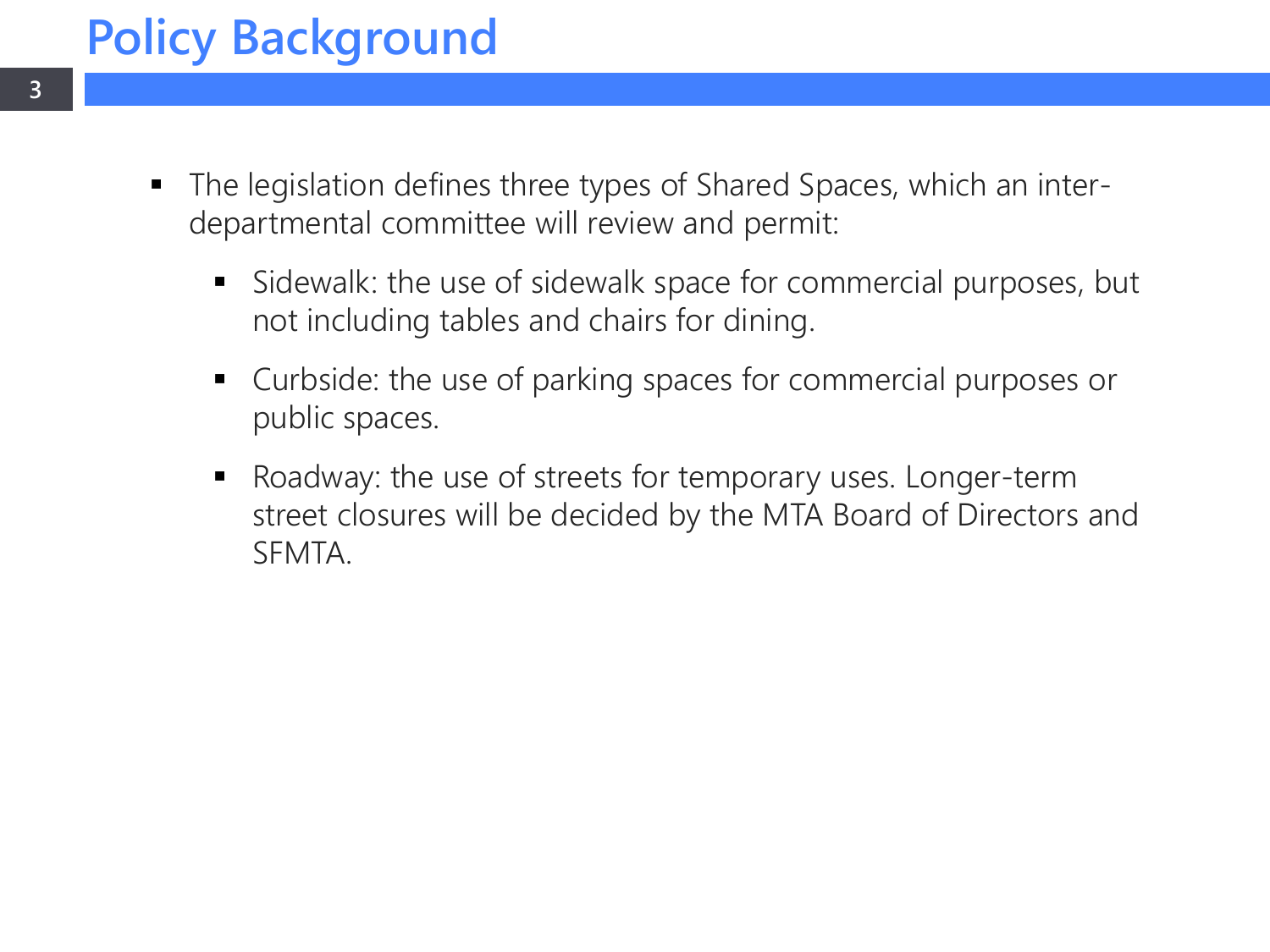# Policy Background

- The legislation defines three types of Shared Spaces, which an inter-departmental committee will review and permit:
  - Sidewalk: the use of sidewalk space for commercial purposes, but not including tables and chairs for dining.
  - Curbside: the use of parking spaces for commercial purposes or public spaces.
  - Roadway: the use of streets for temporary uses. Longer-term street closures will be decided by the MTA Board of Directors and SFMTA.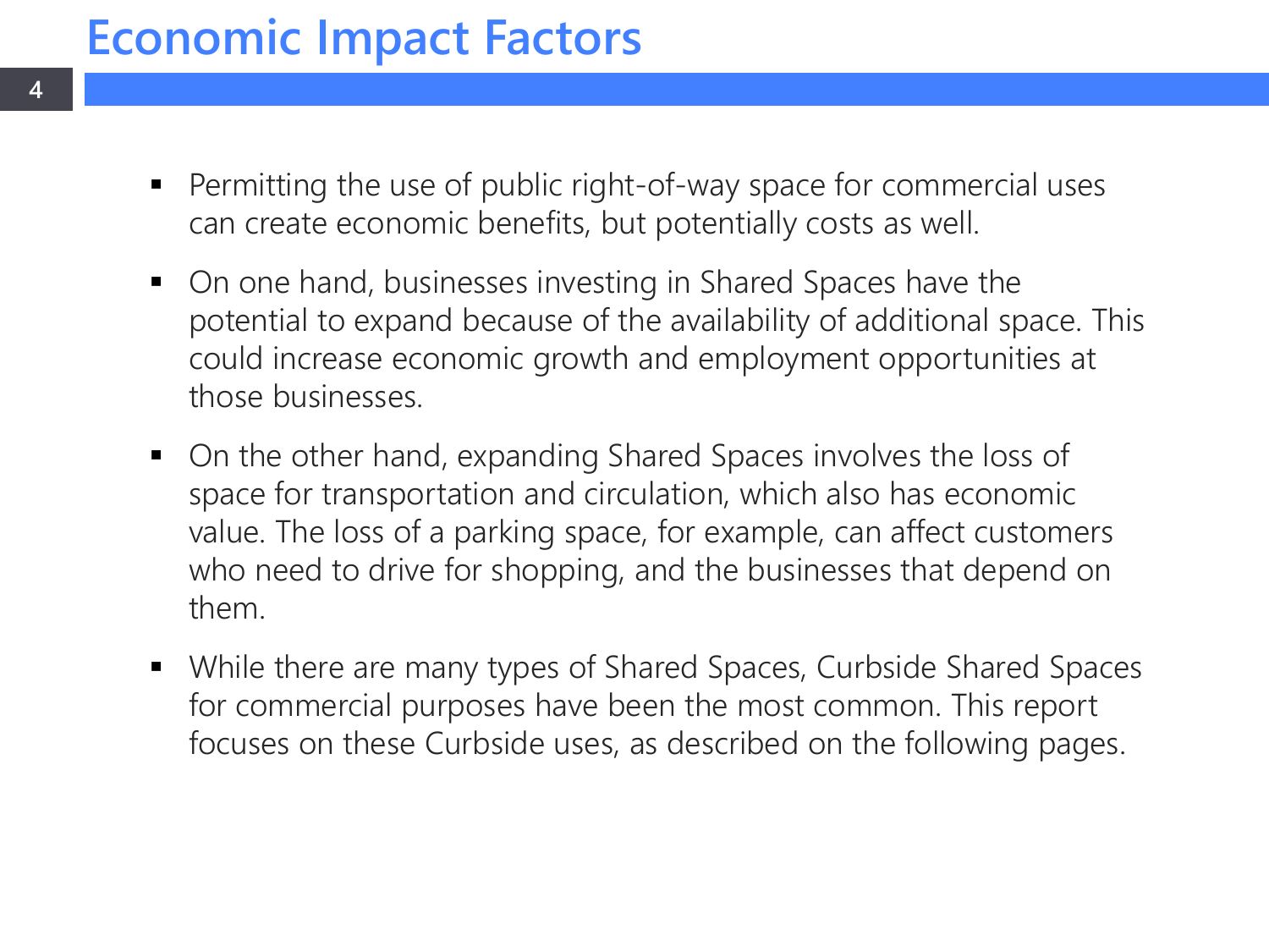# Economic Impact Factors

- Permitting the use of public right-of-way space for commercial uses can create economic benefits, but potentially costs as well.
- On one hand, businesses investing in Shared Spaces have the potential to expand because of the availability of additional space. This could increase economic growth and employment opportunities at those businesses.
- On the other hand, expanding Shared Spaces involves the loss of space for transportation and circulation, which also has economic value. The loss of a parking space, for example, can affect customers who need to drive for shopping, and the businesses that depend on them.
- While there are many types of Shared Spaces, Curbside Shared Spaces for commercial purposes have been the most common. This report focuses on these Curbside uses, as described on the following pages.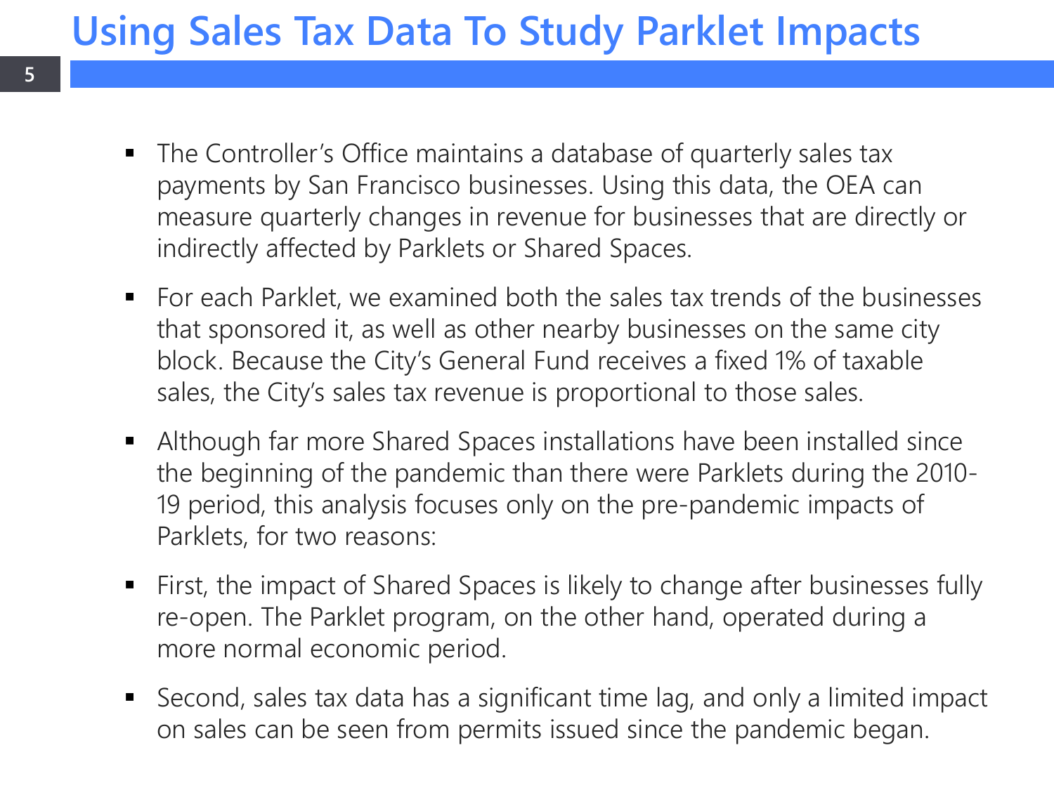# Using Sales Tax Data To Study Parklet Impacts

- The Controller's Office maintains a database of quarterly sales tax payments by San Francisco businesses. Using this data, the OEA can measure quarterly changes in revenue for businesses that are directly or indirectly affected by Parklets or Shared Spaces.
- For each Parklet, we examined both the sales tax trends of the businesses that sponsored it, as well as other nearby businesses on the same city block. Because the City's General Fund receives a fixed 1% of taxable sales, the City's sales tax revenue is proportional to those sales.
- Although far more Shared Spaces installations have been installed since the beginning of the pandemic than there were Parklets during the 2010-19 period, this analysis focuses only on the pre-pandemic impacts of Parklets, for two reasons:
- First, the impact of Shared Spaces is likely to change after businesses fully re-open. The Parklet program, on the other hand, operated during a more normal economic period.
- Second, sales tax data has a significant time lag, and only a limited impact on sales can be seen from permits issued since the pandemic began.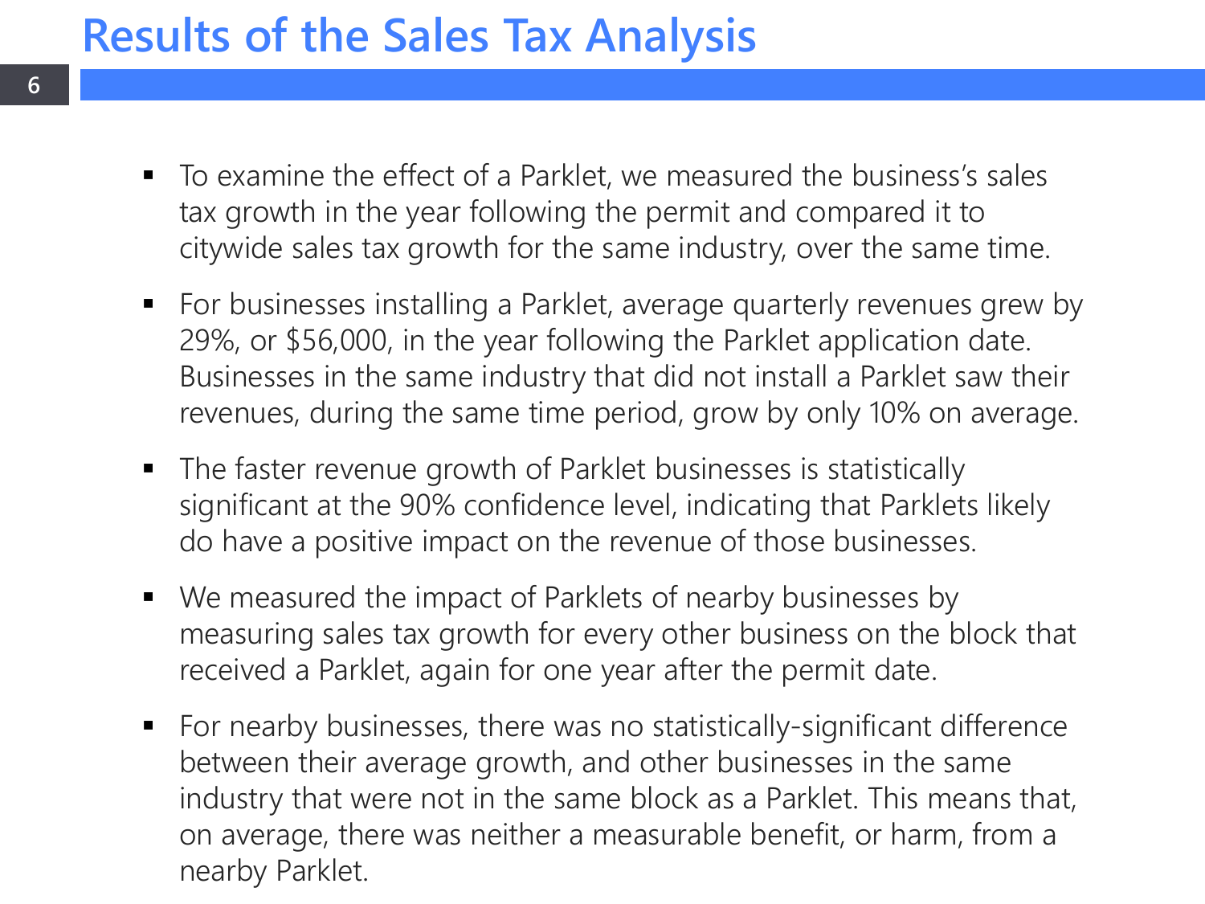# Results of the Sales Tax Analysis

- To examine the effect of a Parklet, we measured the business's sales tax growth in the year following the permit and compared it to citywide sales tax growth for the same industry, over the same time.
- For businesses installing a Parklet, average quarterly revenues grew by 29%, or $56,000, in the year following the Parklet application date. Businesses in the same industry that did not install a Parklet saw their revenues, during the same time period, grow by only 10% on average.
- The faster revenue growth of Parklet businesses is statistically significant at the 90% confidence level, indicating that Parklets likely do have a positive impact on the revenue of those businesses.
- We measured the impact of Parklets of nearby businesses by measuring sales tax growth for every other business on the block that received a Parklet, again for one year after the permit date.
- For nearby businesses, there was no statistically-significant difference between their average growth, and other businesses in the same industry that were not in the same block as a Parklet. This means that, on average, there was neither a measurable benefit, or harm, from a nearby Parklet.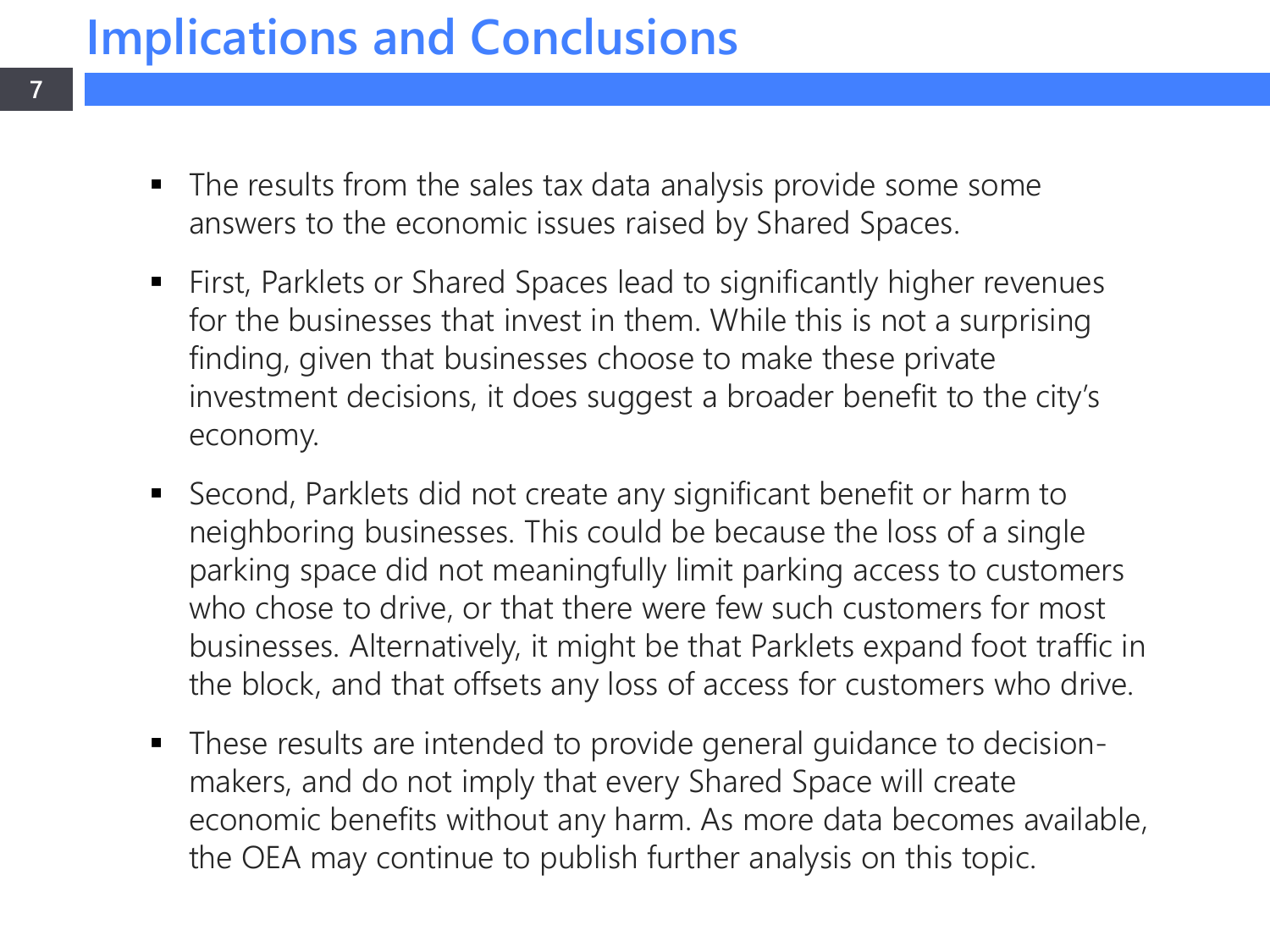# Implications and Conclusions

- The results from the sales tax data analysis provide some some answers to the economic issues raised by Shared Spaces.
- First, Parklets or Shared Spaces lead to significantly higher revenues for the businesses that invest in them. While this is not a surprising finding, given that businesses choose to make these private investment decisions, it does suggest a broader benefit to the city's economy.
- Second, Parklets did not create any significant benefit or harm to neighboring businesses. This could be because the loss of a single parking space did not meaningfully limit parking access to customers who chose to drive, or that there were few such customers for most businesses. Alternatively, it might be that Parklets expand foot traffic in the block, and that offsets any loss of access for customers who drive.
- These results are intended to provide general guidance to decision-makers, and do not imply that every Shared Space will create economic benefits without any harm. As more data becomes available, the OEA may continue to publish further analysis on this topic.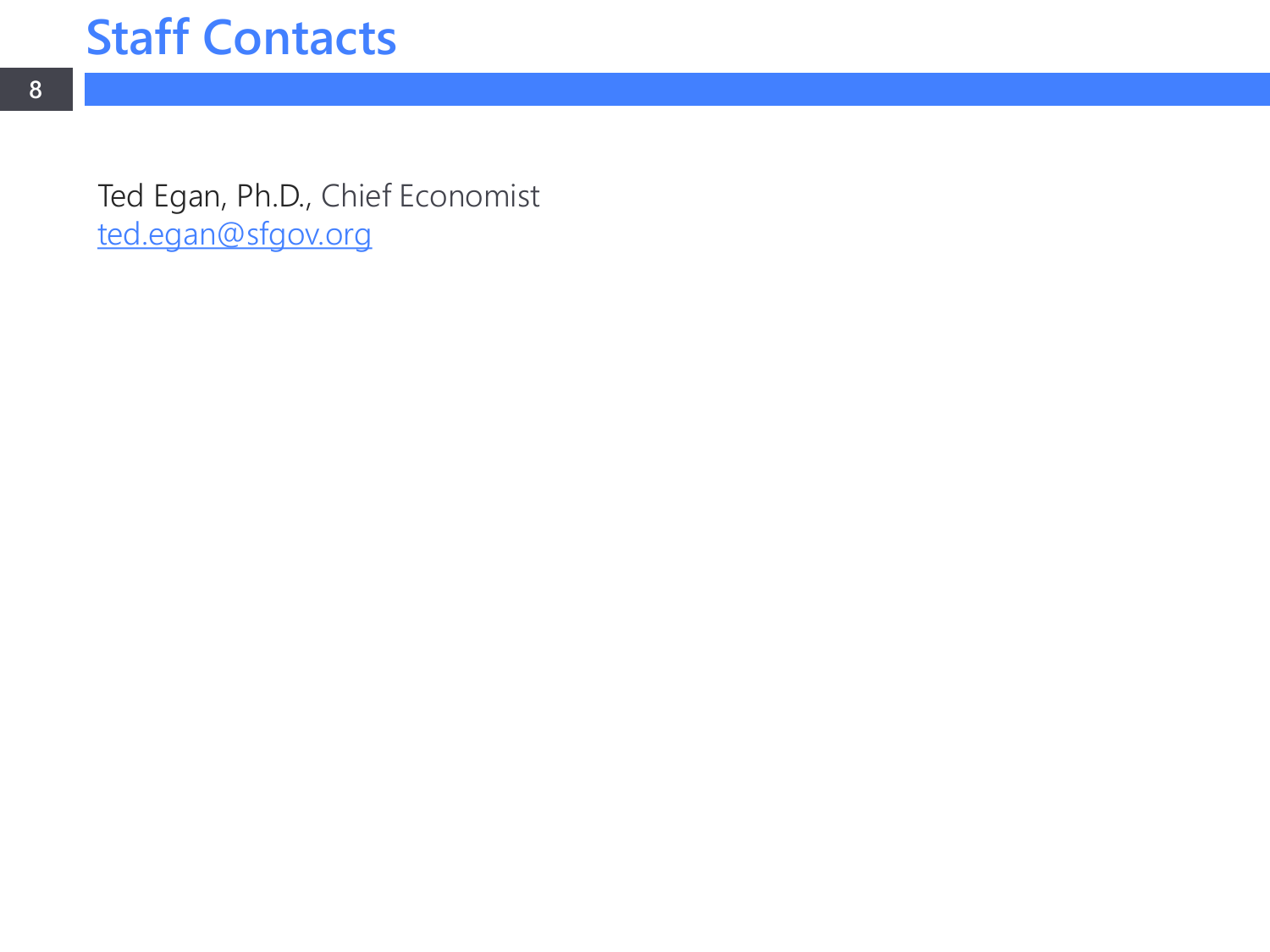# Staff Contacts

Ted Egan, Ph.D., Chief Economist
ted.egan@sfgov.org